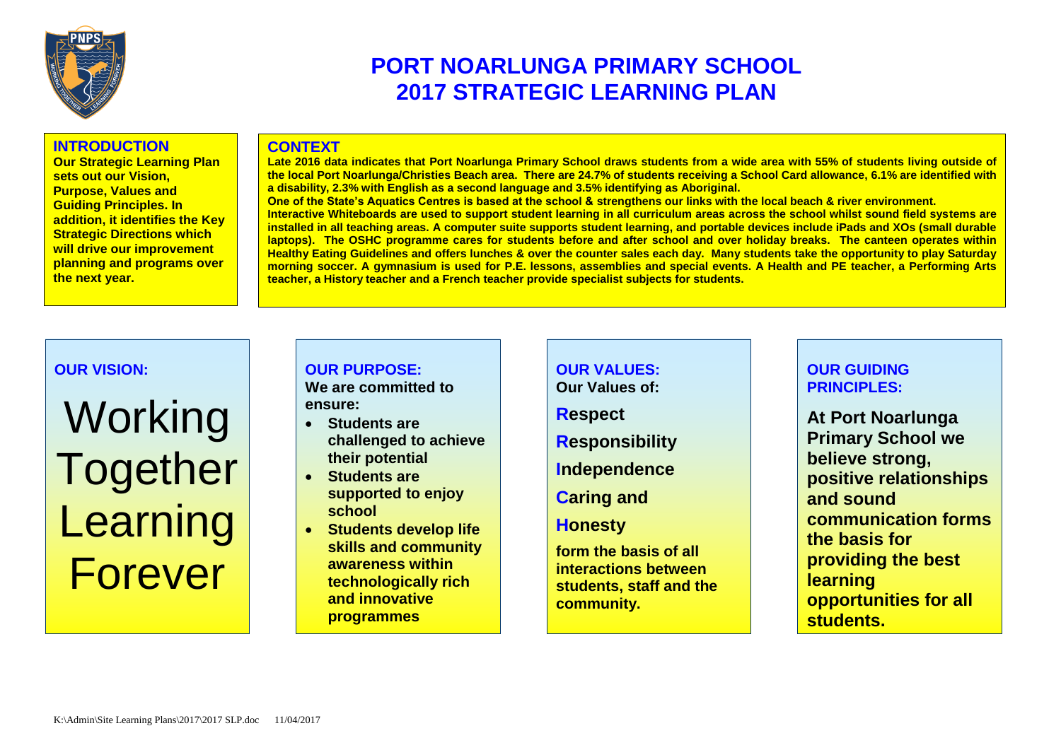# PORT NOARLUNGA PRIMARY SCHOOL
# 2017 STRATEGIC LEARNING PLAN

## INTRODUCTION

**Our Strategic Learning Plan sets out our Vision, Purpose, Values and Guiding Principles. In addition, it identifies the Key Strategic Directions which will drive our improvement planning and programs over the next year.**

## CONTEXT

**Late 2016 data indicates that Port Noarlunga Primary School draws students from a wide area with 55% of students living outside of the local Port Noarlunga/Christies Beach area. There are 24.7% of students receiving a School Card allowance, 6.1% are identified with a disability, 2.3% with English as a second language and 3.5% identifying as Aboriginal.**

**One of the State's Aquatics Centres is based at the school & strengthens our links with the local beach & river environment.**

**Interactive Whiteboards are used to support student learning in all curriculum areas across the school whilst sound field systems are installed in all teaching areas. A computer suite supports student learning, and portable devices include iPads and XOs (small durable laptops). The OSHC programme cares for students before and after school and over holiday breaks. The canteen operates within Healthy Eating Guidelines and offers lunches & over the counter sales each day. Many students take the opportunity to play Saturday morning soccer. A gymnasium is used for P.E. lessons, assemblies and special events. A Health and PE teacher, a Performing Arts teacher, a History teacher and a French teacher provide specialist subjects for students.**

## OUR VISION:

Working Together Learning Forever

## OUR PURPOSE:

**We are committed to ensure:**

- **Students are challenged to achieve their potential**
- **Students are supported to enjoy school**
- **Students develop life skills and community awareness within technologically rich and innovative programmes**

## OUR VALUES:

**Our Values of:**

**Respect**

**Responsibility**

**Independence**

**Caring and**

**Honesty**

**form the basis of all interactions between students, staff and the community.**

## OUR GUIDING PRINCIPLES:

**At Port Noarlunga Primary School we believe strong, positive relationships and sound communication forms the basis for providing the best learning opportunities for all students.**

K:\Admin\Site Learning Plans\2017\2017 SLP.doc 11/04/2017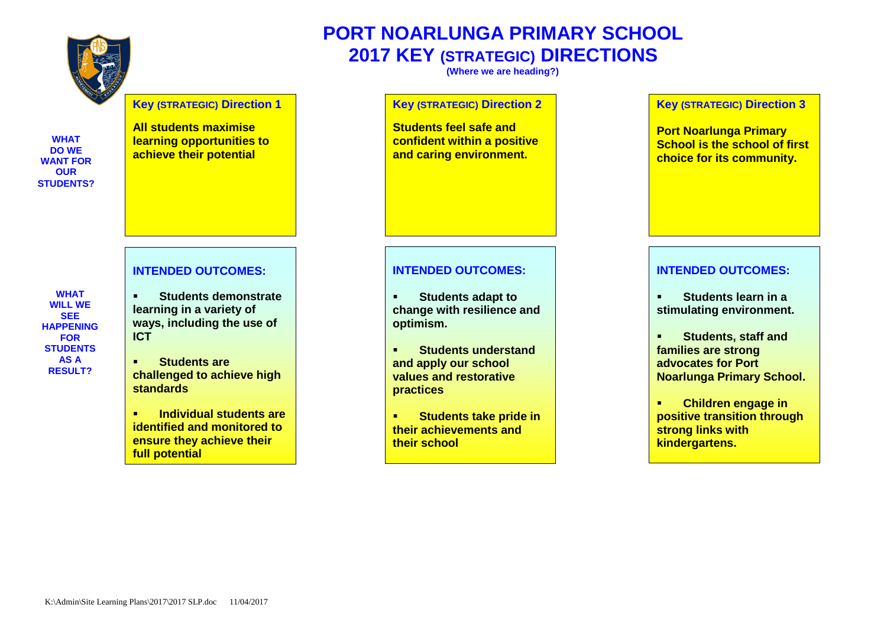# PORT NOARLUNGA PRIMARY SCHOOL
# 2017 KEY (STRATEGIC) DIRECTIONS

**(Where we are heading?)**

**WHAT DO WE WANT FOR OUR STUDENTS?**

### Key (STRATEGIC) Direction 1

**All students maximise learning opportunities to achieve their potential**

### Key (STRATEGIC) Direction 2

**Students feel safe and confident within a positive and caring environment.**

### Key (STRATEGIC) Direction 3

**Port Noarlunga Primary School is the school of first choice for its community.**

**WHAT WILL WE SEE HAPPENING FOR STUDENTS AS A RESULT?**

### INTENDED OUTCOMES: (Direction 1)

- **Students demonstrate learning in a variety of ways, including the use of ICT**
- **Students are challenged to achieve high standards**
- **Individual students are identified and monitored to ensure they achieve their full potential**

### INTENDED OUTCOMES: (Direction 2)

- **Students adapt to change with resilience and optimism.**
- **Students understand and apply our school values and restorative practices**
- **Students take pride in their achievements and their school**

### INTENDED OUTCOMES: (Direction 3)

- **Students learn in a stimulating environment.**
- **Students, staff and families are strong advocates for Port Noarlunga Primary School.**
- **Children engage in positive transition through strong links with kindergartens.**

K:\Admin\Site Learning Plans\2017\2017 SLP.doc 11/04/2017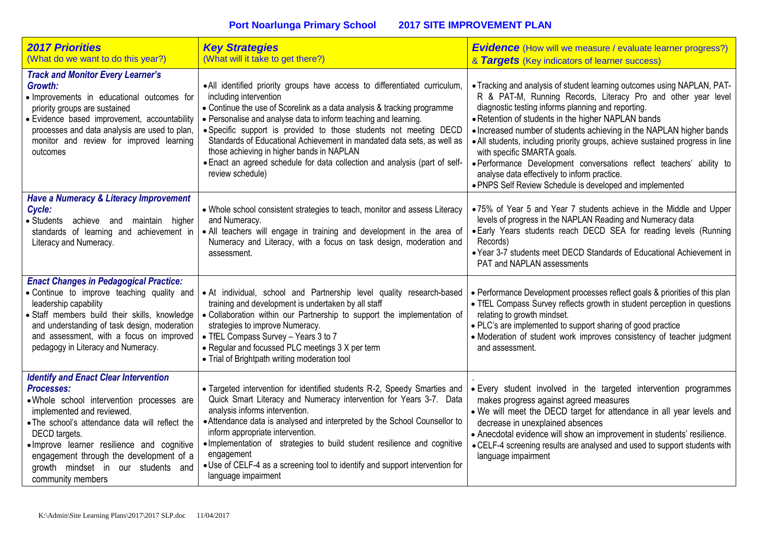# Port Noarlunga Primary School 2017 SITE IMPROVEMENT PLAN

| ***2017 Priorities*** (What do we want to do this year?) | ***Key Strategies*** (What will it take to get there?) | ***Evidence*** (How will we measure / evaluate learner progress?) & ***Targets*** (Key indicators of learner success) |
|---|---|---|
| ***Track and Monitor Every Learner's Growth:*** <br>• Improvements in educational outcomes for priority groups are sustained <br>• Evidence based improvement, accountability processes and data analysis are used to plan, monitor and review for improved learning outcomes | • All identified priority groups have access to differentiated curriculum, including intervention <br>• Continue the use of Scorelink as a data analysis & tracking programme <br>• Personalise and analyse data to inform teaching and learning. <br>• Specific support is provided to those students not meeting DECD Standards of Educational Achievement in mandated data sets, as well as those achieving in higher bands in NAPLAN <br>• Enact an agreed schedule for data collection and analysis (part of self-review schedule) | • Tracking and analysis of student learning outcomes using NAPLAN, PAT-R & PAT-M, Running Records, Literacy Pro and other year level diagnostic testing informs planning and reporting. <br>• Retention of students in the higher NAPLAN bands <br>• Increased number of students achieving in the NAPLAN higher bands <br>• All students, including priority groups, achieve sustained progress in line with specific SMARTA goals. <br>• Performance Development conversations reflect teachers' ability to analyse data effectively to inform practice. <br>• PNPS Self Review Schedule is developed and implemented |
| ***Have a Numeracy & Literacy Improvement Cycle:*** <br>• Students achieve and maintain higher standards of learning and achievement in Literacy and Numeracy. | • Whole school consistent strategies to teach, monitor and assess Literacy and Numeracy. <br>• All teachers will engage in training and development in the area of Numeracy and Literacy, with a focus on task design, moderation and assessment. | • 75% of Year 5 and Year 7 students achieve in the Middle and Upper levels of progress in the NAPLAN Reading and Numeracy data <br>• Early Years students reach DECD SEA for reading levels (Running Records) <br>• Year 3-7 students meet DECD Standards of Educational Achievement in PAT and NAPLAN assessments |
| ***Enact Changes in Pedagogical Practice:*** <br>• Continue to improve teaching quality and leadership capability <br>• Staff members build their skills, knowledge and understanding of task design, moderation and assessment, with a focus on improved pedagogy in Literacy and Numeracy. | • At individual, school and Partnership level quality research-based training and development is undertaken by all staff <br>• Collaboration within our Partnership to support the implementation of strategies to improve Numeracy. <br>• TfEL Compass Survey – Years 3 to 7 <br>• Regular and focussed PLC meetings 3 X per term <br>• Trial of Brightpath writing moderation tool | • Performance Development processes reflect goals & priorities of this plan <br>• TfEL Compass Survey reflects growth in student perception in questions relating to growth mindset. <br>• PLC's are implemented to support sharing of good practice <br>• Moderation of student work improves consistency of teacher judgment and assessment. |
| ***Identify and Enact Clear Intervention Processes:*** <br>• Whole school intervention processes are implemented and reviewed. <br>• The school's attendance data will reflect the DECD targets. <br>• Improve learner resilience and cognitive engagement through the development of a growth mindset in our students and community members | • Targeted intervention for identified students R-2, Speedy Smarties and Quick Smart Literacy and Numeracy intervention for Years 3-7. Data analysis informs intervention. <br>• Attendance data is analysed and interpreted by the School Counsellor to inform appropriate intervention. <br>• Implementation of strategies to build student resilience and cognitive engagement <br>• Use of CELF-4 as a screening tool to identify and support intervention for language impairment | . <br>• Every student involved in the targeted intervention programmes makes progress against agreed measures <br>• We will meet the DECD target for attendance in all year levels and decrease in unexplained absences <br>• Anecdotal evidence will show an improvement in students' resilience. <br>• CELF-4 screening results are analysed and used to support students with language impairment |

K:\Admin\Site Learning Plans\2017\2017 SLP.doc 11/04/2017